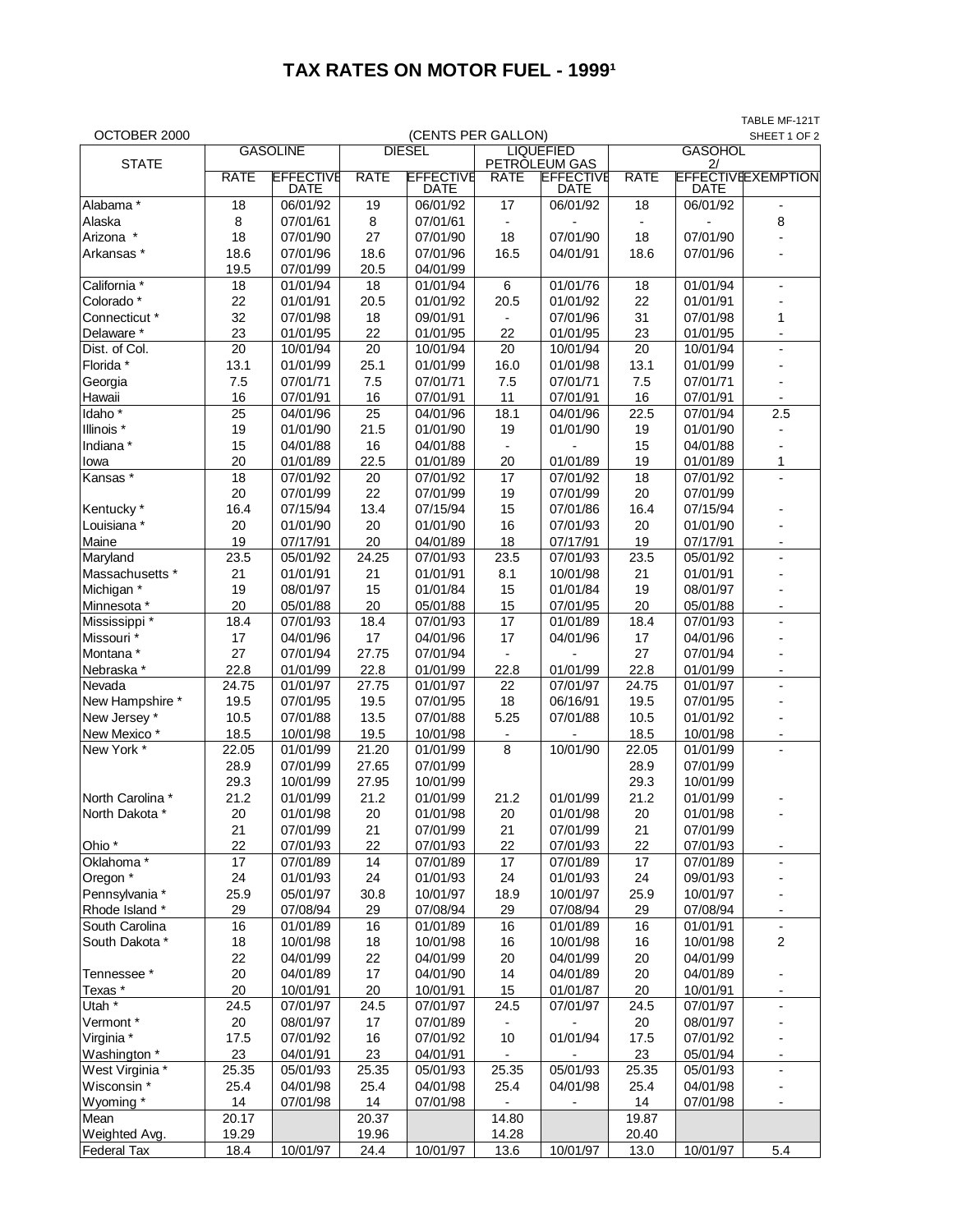# TAX RATES ON MOTOR FUEL - 1999[1]

TABLE MF-121T

OCTOBER 2000 — (CENTS PER GALLON) — SHEET 1 OF 2

| STATE | GASOLINE | | DIESEL | | LIQUEFIED PETROLEUM GAS | | GASOHOL 2/ | | |
|---|---|---|---|---|---|---|---|---|---|
| | RATE | EFFECTIVE DATE | RATE | EFFECTIVE DATE | RATE | EFFECTIVE DATE | RATE | EFFECTIVE DATE | EXEMPTION |
| Alabama * | 18 | 06/01/92 | 19 | 06/01/92 | 17 | 06/01/92 | 18 | 06/01/92 | - |
| Alaska | 8 | 07/01/61 | 8 | 07/01/61 | - | - | - | - | 8 |
| Arizona * | 18 | 07/01/90 | 27 | 07/01/90 | 18 | 07/01/90 | 18 | 07/01/90 | - |
| Arkansas * | 18.6 | 07/01/96 | 18.6 | 07/01/96 | 16.5 | 04/01/91 | 18.6 | 07/01/96 | - |
| | 19.5 | 07/01/99 | 20.5 | 04/01/99 | | | | | |
| California * | 18 | 01/01/94 | 18 | 01/01/94 | 6 | 01/01/76 | 18 | 01/01/94 | - |
| Colorado * | 22 | 01/01/91 | 20.5 | 01/01/92 | 20.5 | 01/01/92 | 22 | 01/01/91 | - |
| Connecticut * | 32 | 07/01/98 | 18 | 09/01/91 | - | 07/01/96 | 31 | 07/01/98 | 1 |
| Delaware * | 23 | 01/01/95 | 22 | 01/01/95 | 22 | 01/01/95 | 23 | 01/01/95 | - |
| Dist. of Col. | 20 | 10/01/94 | 20 | 10/01/94 | 20 | 10/01/94 | 20 | 10/01/94 | - |
| Florida * | 13.1 | 01/01/99 | 25.1 | 01/01/99 | 16.0 | 01/01/98 | 13.1 | 01/01/99 | - |
| Georgia | 7.5 | 07/01/71 | 7.5 | 07/01/71 | 7.5 | 07/01/71 | 7.5 | 07/01/71 | - |
| Hawaii | 16 | 07/01/91 | 16 | 07/01/91 | 11 | 07/01/91 | 16 | 07/01/91 | - |
| Idaho * | 25 | 04/01/96 | 25 | 04/01/96 | 18.1 | 04/01/96 | 22.5 | 07/01/94 | 2.5 |
| Illinois * | 19 | 01/01/90 | 21.5 | 01/01/90 | 19 | 01/01/90 | 19 | 01/01/90 | - |
| Indiana * | 15 | 04/01/88 | 16 | 04/01/88 | - | - | 15 | 04/01/88 | - |
| Iowa | 20 | 01/01/89 | 22.5 | 01/01/89 | 20 | 01/01/89 | 19 | 01/01/89 | 1 |
| Kansas * | 18 | 07/01/92 | 20 | 07/01/92 | 17 | 07/01/92 | 18 | 07/01/92 | - |
| | 20 | 07/01/99 | 22 | 07/01/99 | 19 | 07/01/99 | 20 | 07/01/99 | |
| Kentucky * | 16.4 | 07/15/94 | 13.4 | 07/15/94 | 15 | 07/01/86 | 16.4 | 07/15/94 | - |
| Louisiana * | 20 | 01/01/90 | 20 | 01/01/90 | 16 | 07/01/93 | 20 | 01/01/90 | - |
| Maine | 19 | 07/17/91 | 20 | 04/01/89 | 18 | 07/17/91 | 19 | 07/17/91 | - |
| Maryland | 23.5 | 05/01/92 | 24.25 | 07/01/93 | 23.5 | 07/01/93 | 23.5 | 05/01/92 | - |
| Massachusetts * | 21 | 01/01/91 | 21 | 01/01/91 | 8.1 | 10/01/98 | 21 | 01/01/91 | - |
| Michigan * | 19 | 08/01/97 | 15 | 01/01/84 | 15 | 01/01/84 | 19 | 08/01/97 | - |
| Minnesota * | 20 | 05/01/88 | 20 | 05/01/88 | 15 | 07/01/95 | 20 | 05/01/88 | - |
| Mississippi * | 18.4 | 07/01/93 | 18.4 | 07/01/93 | 17 | 01/01/89 | 18.4 | 07/01/93 | - |
| Missouri * | 17 | 04/01/96 | 17 | 04/01/96 | 17 | 04/01/96 | 17 | 04/01/96 | - |
| Montana * | 27 | 07/01/94 | 27.75 | 07/01/94 | - | - | 27 | 07/01/94 | - |
| Nebraska * | 22.8 | 01/01/99 | 22.8 | 01/01/99 | 22.8 | 01/01/99 | 22.8 | 01/01/99 | - |
| Nevada | 24.75 | 01/01/97 | 27.75 | 01/01/97 | 22 | 07/01/97 | 24.75 | 01/01/97 | - |
| New Hampshire * | 19.5 | 07/01/95 | 19.5 | 07/01/95 | 18 | 06/16/91 | 19.5 | 07/01/95 | - |
| New Jersey * | 10.5 | 07/01/88 | 13.5 | 07/01/88 | 5.25 | 07/01/88 | 10.5 | 01/01/92 | - |
| New Mexico * | 18.5 | 10/01/98 | 19.5 | 10/01/98 | - | - | 18.5 | 10/01/98 | - |
| New York * | 22.05 | 01/01/99 | 21.20 | 01/01/99 | 8 | 10/01/90 | 22.05 | 01/01/99 | - |
| | 28.9 | 07/01/99 | 27.65 | 07/01/99 | | | 28.9 | 07/01/99 | |
| | 29.3 | 10/01/99 | 27.95 | 10/01/99 | | | 29.3 | 10/01/99 | |
| North Carolina * | 21.2 | 01/01/99 | 21.2 | 01/01/99 | 21.2 | 01/01/99 | 21.2 | 01/01/99 | - |
| North Dakota * | 20 | 01/01/98 | 20 | 01/01/98 | 20 | 01/01/98 | 20 | 01/01/98 | - |
| | 21 | 07/01/99 | 21 | 07/01/99 | 21 | 07/01/99 | 21 | 07/01/99 | |
| Ohio * | 22 | 07/01/93 | 22 | 07/01/93 | 22 | 07/01/93 | 22 | 07/01/93 | - |
| Oklahoma * | 17 | 07/01/89 | 14 | 07/01/89 | 17 | 07/01/89 | 17 | 07/01/89 | - |
| Oregon * | 24 | 01/01/93 | 24 | 01/01/93 | 24 | 01/01/93 | 24 | 09/01/93 | - |
| Pennsylvania * | 25.9 | 05/01/97 | 30.8 | 10/01/97 | 18.9 | 10/01/97 | 25.9 | 10/01/97 | - |
| Rhode Island * | 29 | 07/08/94 | 29 | 07/08/94 | 29 | 07/08/94 | 29 | 07/08/94 | - |
| South Carolina | 16 | 01/01/89 | 16 | 01/01/89 | 16 | 01/01/89 | 16 | 01/01/91 | - |
| South Dakota * | 18 | 10/01/98 | 18 | 10/01/98 | 16 | 10/01/98 | 16 | 10/01/98 | 2 |
| | 22 | 04/01/99 | 22 | 04/01/99 | 20 | 04/01/99 | 20 | 04/01/99 | |
| Tennessee * | 20 | 04/01/89 | 17 | 04/01/90 | 14 | 04/01/89 | 20 | 04/01/89 | - |
| Texas * | 20 | 10/01/91 | 20 | 10/01/91 | 15 | 01/01/87 | 20 | 10/01/91 | - |
| Utah * | 24.5 | 07/01/97 | 24.5 | 07/01/97 | 24.5 | 07/01/97 | 24.5 | 07/01/97 | - |
| Vermont * | 20 | 08/01/97 | 17 | 07/01/89 | - | - | 20 | 08/01/97 | - |
| Virginia * | 17.5 | 07/01/92 | 16 | 07/01/92 | 10 | 01/01/94 | 17.5 | 07/01/92 | - |
| Washington * | 23 | 04/01/91 | 23 | 04/01/91 | - | - | 23 | 05/01/94 | - |
| West Virginia * | 25.35 | 05/01/93 | 25.35 | 05/01/93 | 25.35 | 05/01/93 | 25.35 | 05/01/93 | - |
| Wisconsin * | 25.4 | 04/01/98 | 25.4 | 04/01/98 | 25.4 | 04/01/98 | 25.4 | 04/01/98 | - |
| Wyoming * | 14 | 07/01/98 | 14 | 07/01/98 | - | - | 14 | 07/01/98 | - |
| Mean | 20.17 | | 20.37 | | 14.80 | | 19.87 | | |
| Weighted Avg. | 19.29 | | 19.96 | | 14.28 | | 20.40 | | |
| Federal Tax | 18.4 | 10/01/97 | 24.4 | 10/01/97 | 13.6 | 10/01/97 | 13.0 | 10/01/97 | 5.4 |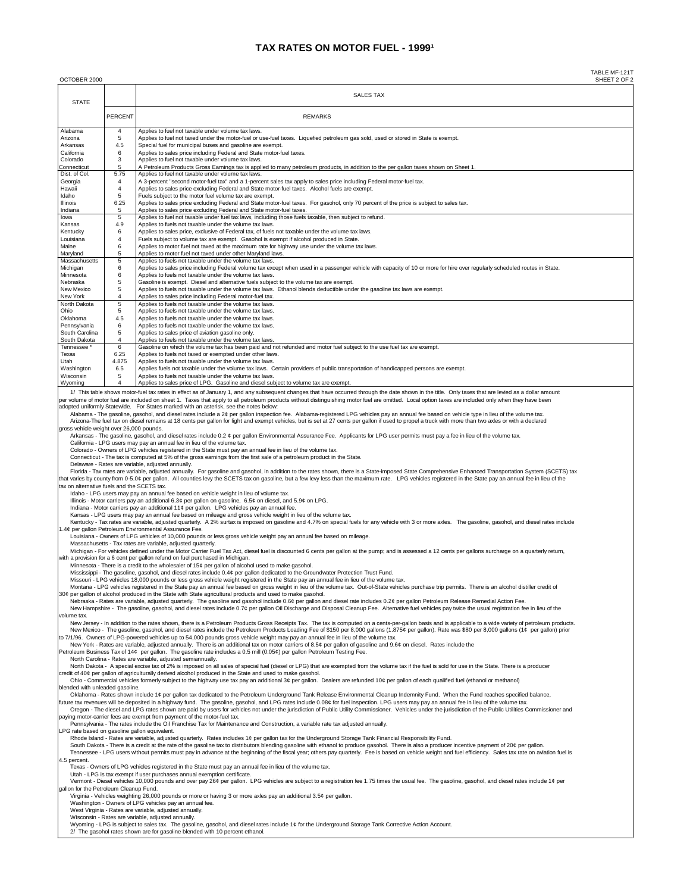# TAX RATES ON MOTOR FUEL - 1999[1]

OCTOBER 2000

TABLE MF-121T
SHEET 2 OF 2

| STATE | SALES TAX | |
|---|---|---|
| | PERCENT | REMARKS |
| Alabama | 4 | Applies to fuel not taxable under volume tax laws. |
| Arizona | 5 | Applies to fuel not taxed under the motor-fuel or use-fuel taxes. Liquefied petroleum gas sold, used or stored in State is exempt. |
| Arkansas | 4.5 | Special fuel for municipal buses and gasoline are exempt. |
| California | 6 | Applies to sales price including Federal and State motor-fuel taxes. |
| Colorado | 3 | Applies to fuel not taxable under volume tax laws. |
| Connecticut | 5 | A Petroleum Products Gross Earnings tax is applied to many petroleum products, in addition to the per gallon taxes shown on Sheet 1. |
| Dist. of Col. | 5.75 | Applies to fuel not taxable under volume tax laws. |
| Georgia | 4 | A 3-percent "second motor-fuel tax" and a 1-percent sales tax apply to sales price including Federal motor-fuel tax. |
| Hawaii | 4 | Applies to sales price excluding Federal and State motor-fuel taxes. Alcohol fuels are exempt. |
| Idaho | 5 | Fuels subject to the motor fuel volume tax are exempt. |
| Illinois | 6.25 | Applies to sales price excluding Federal and State motor-fuel taxes. For gasohol, only 70 percent of the price is subject to sales tax. |
| Indiana | 5 | Applies to sales price excluding Federal and State motor-fuel taxes. |
| Iowa | 5 | Applies to fuel not taxable under fuel tax laws, including those fuels taxable, then subject to refund. |
| Kansas | 4.9 | Applies to fuels not taxable under the volume tax laws. |
| Kentucky | 6 | Applies to sales price, exclusive of Federal tax, of fuels not taxable under the volume tax laws. |
| Louisiana | 4 | Fuels subject to volume tax are exempt. Gasohol is exempt if alcohol produced in State. |
| Maine | 6 | Applies to motor fuel not taxed at the maximum rate for highway use under the volume tax laws. |
| Maryland | 5 | Applies to motor fuel not taxed under other Maryland laws. |
| Massachusetts | 5 | Applies to fuels not taxable under the volume tax laws. |
| Michigan | 6 | Applies to sales price including Federal volume tax except when used in a passenger vehicle with capacity of 10 or more for hire over regularly scheduled routes in State. |
| Minnesota | 6 | Applies to fuels not taxable under the volume tax laws. |
| Nebraska | 5 | Gasoline is exempt. Diesel and alternative fuels subject to the volume tax are exempt. |
| New Mexico | 5 | Applies to fuels not taxable under the volume tax laws. Ethanol blends deductible under the gasoline tax laws are exempt. |
| New York | 4 | Applies to sales price including Federal motor-fuel tax. |
| North Dakota | 5 | Applies to fuels not taxable under the volume tax laws. |
| Ohio | 5 | Applies to fuels not taxable under the volume tax laws. |
| Oklahoma | 4.5 | Applies to fuels not taxable under the volume tax laws. |
| Pennsylvania | 6 | Applies to fuels not taxable under the volume tax laws. |
| South Carolina | 5 | Applies to sales price of aviation gasoline only. |
| South Dakota | 4 | Applies to fuels not taxable under the volume tax laws. |
| Tennessee * | 6 | Gasoline on which the volume tax has been paid and not refunded and motor fuel subject to the use fuel tax are exempt. |
| Texas | 6.25 | Applies to fuels not taxed or exempted under other laws. |
| Utah | 4.875 | Applies to fuels not taxable under the volume tax laws. |
| Washington | 6.5 | Applies fuels not taxable under the volume tax laws. Certain providers of public transportation of handicapped persons are exempt. |
| Wisconsin | 5 | Applies to fuels not taxable under the volume tax laws. |
| Wyoming | 4 | Applies to sales price of LPG. Gasoline and diesel subject to volume tax are exempt. |

1/ This table shows motor-fuel tax rates in effect as of January 1, and any subsequent changes that have occurred through the date shown in the title. Only taxes that are levied as a dollar amount per volume of motor fuel are included on sheet 1. Taxes that apply to all petroleum products without distinguishing motor fuel are omitted. Local option taxes are included only when they have been adopted uniformly Statewide. For States marked with an asterisk, see the notes below:

Alabama - The gasoline, gasohol, and diesel rates include a 2¢ per gallon inspection fee. Alabama-registered LPG vehicles pay an annual fee based on vehicle type in lieu of the volume tax.

Arizona-The fuel tax on diesel remains at 18 cents per gallon for light and exempt vehicles, but is set at 27 cents per gallon if used to propel a truck with more than two axles or with a declared gross vehicle weight over 26,000 pounds.

Arkansas - The gasoline, gasohol, and diesel rates include 0.2 ¢ per gallon Environmental Assurance Fee. Applicants for LPG user permits must pay a fee in lieu of the volume tax.

California - LPG users may pay an annual fee in lieu of the volume tax.

Colorado - Owners of LPG vehicles registered in the State must pay an annual fee in lieu of the volume tax.

Connecticut - The tax is computed at 5% of the gross earnings from the first sale of a petroleum product in the State.

Delaware - Rates are variable, adjusted annually.

Florida - Tax rates are variable, adjusted annually. For gasoline and gasohol, in addition to the rates shown, there is a State-imposed State Comprehensive Enhanced Transportation System (SCETS) tax that varies by county from 0-5.0¢ per gallon. All counties levy the SCETS tax on gasoline, but a few levy less than the maximum rate. LPG vehicles registered in the State pay an annual fee in lieu of the tax on alternative fuels and the SCETS tax.

Idaho - LPG users may pay an annual fee based on vehicle weight in lieu of volume tax.

Illinois - Motor carriers pay an additional 6.3¢ per gallon on gasoline, 6.5¢ on diesel, and 5.9¢ on LPG.

Indiana - Motor carriers pay an additional 11¢ per gallon. LPG vehicles pay an annual fee.

Kansas - LPG users may pay an annual fee based on mileage and gross vehicle weight in lieu of the volume tax.

Kentucky - Tax rates are variable, adjusted quarterly. A 2% surtax is imposed on gasoline and 4.7% on special fuels for any vehicle with 3 or more axles. The gasoline, gasohol, and diesel rates include 1.4¢ per gallon Petroleum Environmental Assurance Fee.

Louisiana - Owners of LPG vehicles of 10,000 pounds or less gross vehicle weight pay an annual fee based on mileage.

Massachusetts - Tax rates are variable, adjusted quarterly.

Michigan - For vehicles defined under the Motor Carrier Fuel Tax Act, diesel fuel is discounted 6 cents per gallon at the pump; and is assessed a 12 cents per gallons surcharge on a quarterly return, with a provision for a 6 cent per gallon refund on fuel purchased in Michigan.

Minnesota - There is a credit to the wholesaler of 15¢ per gallon of alcohol used to make gasohol.

Mississippi - The gasoline, gasohol, and diesel rates include 0.4¢ per gallon dedicated to the Groundwater Protection Trust Fund.

Missouri - LPG vehicles 18,000 pounds or less gross vehicle weight registered in the State pay an annual fee in lieu of the volume tax.

Montana - LPG vehicles registered in the State pay an annual fee based on gross weight in lieu of the volume tax. Out-of-State vehicles purchase trip permits. There is an alcohol distiller credit of 30¢ per gallon of alcohol produced in the State with State agricultural products and used to make gasohol.

Nebraska - Rates are variable, adjusted quarterly. The gasoline and gasohol include 0.6¢ per gallon and diesel rate includes 0.2¢ per gallon Petroleum Release Remedial Action Fee.

New Hampshire - The gasoline, gasohol, and diesel rates include 0.7¢ per gallon Oil Discharge and Disposal Cleanup Fee. Alternative fuel vehicles pay twice the usual registration fee in lieu of the volume tax.

New Jersey - In addition to the rates shown, there is a Petroleum Products Gross Receipts Tax. The tax is computed on a cents-per-gallon basis and is applicable to a wide variety of petroleum products.

New Mexico - The gasoline, gasohol, and diesel rate include the Petroleum Products Loading Fee of $150 per 8,000 gallons (1.875¢ per gallon). Rate was $80 per 8,000 gallons (1¢ per gallon) prior to 7/1/96. Owners of LPG-powered vehicles up to 54,000 pounds gross vehicle weight may pay an annual fee in lieu of the volume tax.

New York - Rates are variable, adjusted annually. There is an additional tax on motor carriers of 8.5¢ per gallon of gasoline and 9.6¢ on diesel. Rates include the Petroleum Business Tax of 14¢ per gallon. The gasoline rate includes a 0.5 mill (0.05¢) per gallon Petroleum Testing Fee.

North Carolina - Rates are variable, adjusted semiannually.

North Dakota - A special excise tax of 2% is imposed on all sales of special fuel (diesel or LPG) that are exempted from the volume tax if the fuel is sold for use in the State. There is a producer credit of 40¢ per gallon of agriculturally derived alcohol produced in the State and used to make gasohol.

Ohio - Commercial vehicles formerly subject to the highway use tax pay an additional 3¢ per gallon. Dealers are refunded 10¢ per gallon of each qualified fuel (ethanol or methanol) blended with unleaded gasoline.

Oklahoma - Rates shown include 1¢ per gallon tax dedicated to the Petroleum Underground Tank Release Environmental Cleanup Indemnity Fund. When the Fund reaches specified balance, future tax revenues will be deposited in a highway fund. The gasoline, gasohol, and LPG rates include 0.08¢ for fuel inspection. LPG users may pay an annual fee in lieu of the volume tax.

Oregon - The diesel and LPG rates shown are paid by users for vehicles not under the jurisdiction of Public Utility Commissioner. Vehicles under the jurisdiction of the Public Utilities Commissioner and paying motor-carrier fees are exempt from payment of the motor-fuel tax.

Pennsylvania - The rates include the Oil Franchise Tax for Maintenance and Construction, a variable rate tax adjusted annually. LPG rate based on gasoline gallon equivalent.

Rhode Island - Rates are variable, adjusted quarterly. Rates includes 1¢ per gallon tax for the Underground Storage Tank Financial Responsibility Fund.

South Dakota - There is a credit at the rate of the gasoline tax to distributors blending gasoline with ethanol to produce gasohol. There is also a producer incentive payment of 20¢ per gallon.

Tennessee - LPG users without permits must pay in advance at the beginning of the fiscal year; others pay quarterly. Fee is based on vehicle weight and fuel efficiency. Sales tax rate on aviation fuel is 4.5 percent.

Texas - Owners of LPG vehicles registered in the State must pay an annual fee in lieu of the volume tax.

Utah - LPG is tax exempt if user purchases annual exemption certificate.

Vermont - Diesel vehicles 10,000 pounds and over pay 26¢ per gallon. LPG vehicles are subject to a registration fee 1.75 times the usual fee. The gasoline, gasohol, and diesel rates include 1¢ per gallon for the Petroleum Cleanup Fund.

Virginia - Vehicles weighting 26,000 pounds or more or having 3 or more axles pay an additional 3.5¢ per gallon.

Washington - Owners of LPG vehicles pay an annual fee.

West Virginia - Rates are variable, adjusted annually.

Wisconsin - Rates are variable, adjusted annually.

Wyoming - LPG is subject to sales tax. The gasoline, gasohol, and diesel rates include 1¢ for the Underground Storage Tank Corrective Action Account.

2/ The gasohol rates shown are for gasoline blended with 10 percent ethanol.